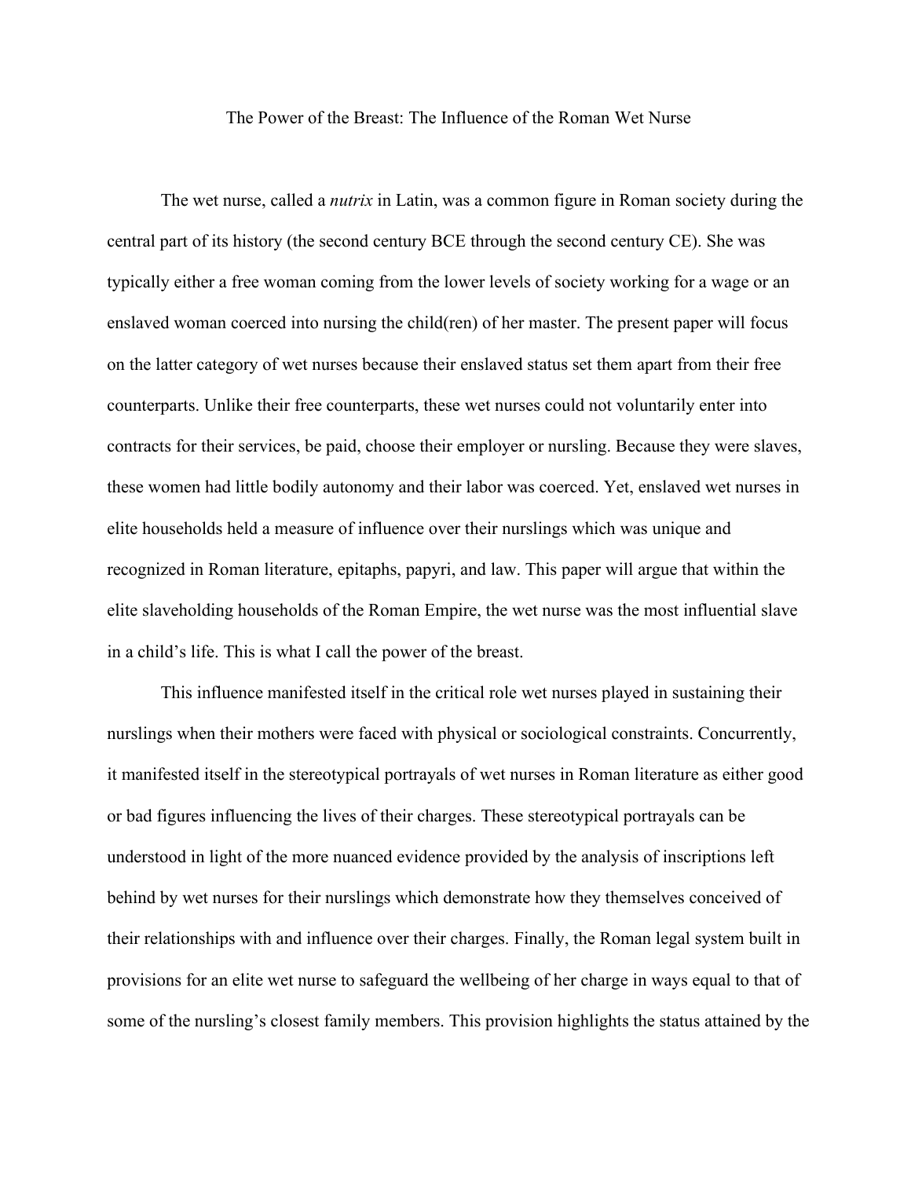# The Power of the Breast: The Influence of the Roman Wet Nurse

The wet nurse, called a *nutrix* in Latin, was a common figure in Roman society during the central part of its history (the second century BCE through the second century CE). She was typically either a free woman coming from the lower levels of society working for a wage or an enslaved woman coerced into nursing the child(ren) of her master. The present paper will focus on the latter category of wet nurses because their enslaved status set them apart from their free counterparts. Unlike their free counterparts, these wet nurses could not voluntarily enter into contracts for their services, be paid, choose their employer or nursling. Because they were slaves, these women had little bodily autonomy and their labor was coerced. Yet, enslaved wet nurses in elite households held a measure of influence over their nurslings which was unique and recognized in Roman literature, epitaphs, papyri, and law. This paper will argue that within the elite slaveholding households of the Roman Empire, the wet nurse was the most influential slave in a child's life. This is what I call the power of the breast.

This influence manifested itself in the critical role wet nurses played in sustaining their nurslings when their mothers were faced with physical or sociological constraints. Concurrently, it manifested itself in the stereotypical portrayals of wet nurses in Roman literature as either good or bad figures influencing the lives of their charges. These stereotypical portrayals can be understood in light of the more nuanced evidence provided by the analysis of inscriptions left behind by wet nurses for their nurslings which demonstrate how they themselves conceived of their relationships with and influence over their charges. Finally, the Roman legal system built in provisions for an elite wet nurse to safeguard the wellbeing of her charge in ways equal to that of some of the nursling's closest family members. This provision highlights the status attained by the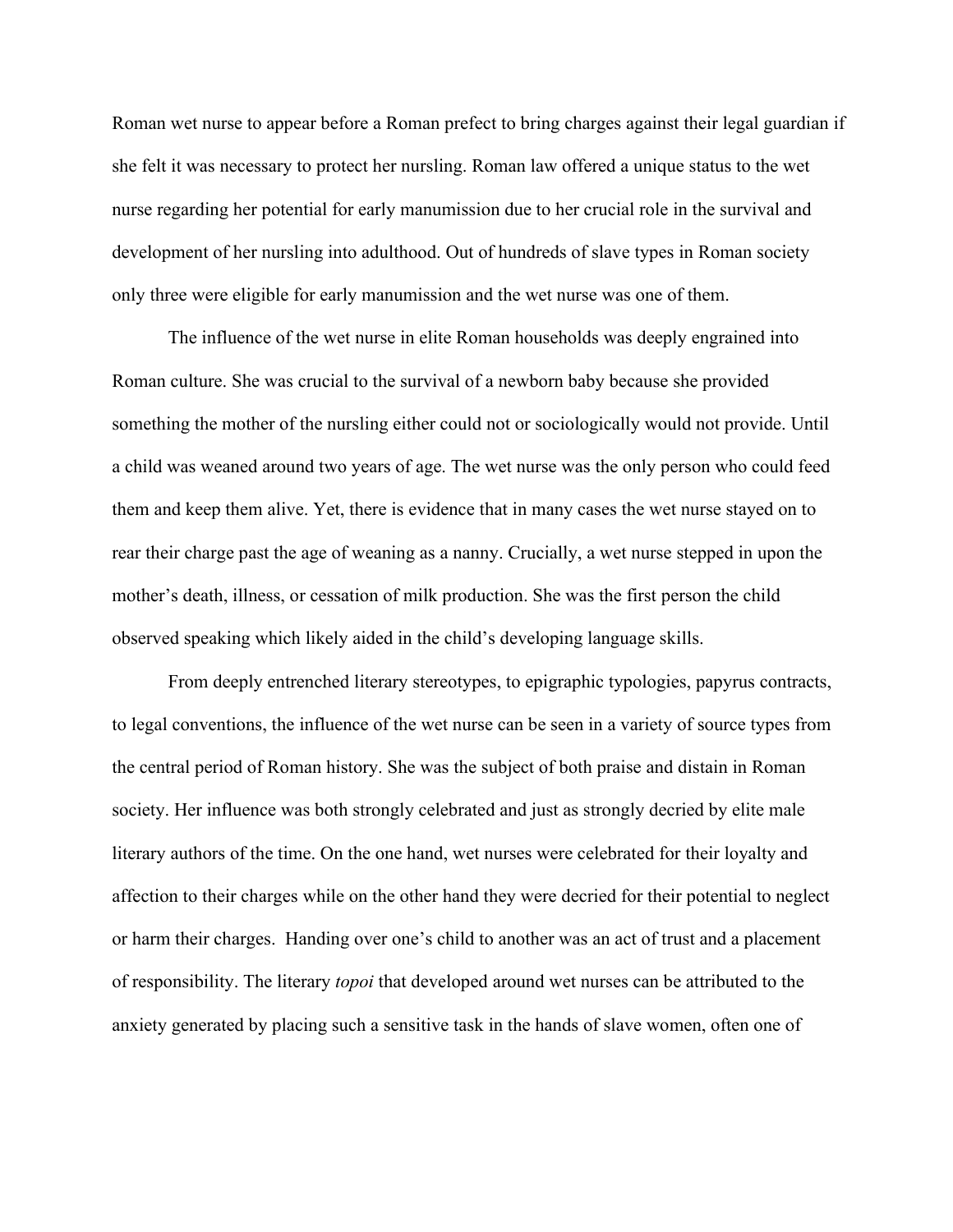Roman wet nurse to appear before a Roman prefect to bring charges against their legal guardian if she felt it was necessary to protect her nursling. Roman law offered a unique status to the wet nurse regarding her potential for early manumission due to her crucial role in the survival and development of her nursling into adulthood. Out of hundreds of slave types in Roman society only three were eligible for early manumission and the wet nurse was one of them.

The influence of the wet nurse in elite Roman households was deeply engrained into Roman culture. She was crucial to the survival of a newborn baby because she provided something the mother of the nursling either could not or sociologically would not provide. Until a child was weaned around two years of age. The wet nurse was the only person who could feed them and keep them alive. Yet, there is evidence that in many cases the wet nurse stayed on to rear their charge past the age of weaning as a nanny. Crucially, a wet nurse stepped in upon the mother's death, illness, or cessation of milk production. She was the first person the child observed speaking which likely aided in the child's developing language skills.

From deeply entrenched literary stereotypes, to epigraphic typologies, papyrus contracts, to legal conventions, the influence of the wet nurse can be seen in a variety of source types from the central period of Roman history. She was the subject of both praise and distain in Roman society. Her influence was both strongly celebrated and just as strongly decried by elite male literary authors of the time. On the one hand, wet nurses were celebrated for their loyalty and affection to their charges while on the other hand they were decried for their potential to neglect or harm their charges. Handing over one's child to another was an act of trust and a placement of responsibility. The literary *topoi* that developed around wet nurses can be attributed to the anxiety generated by placing such a sensitive task in the hands of slave women, often one of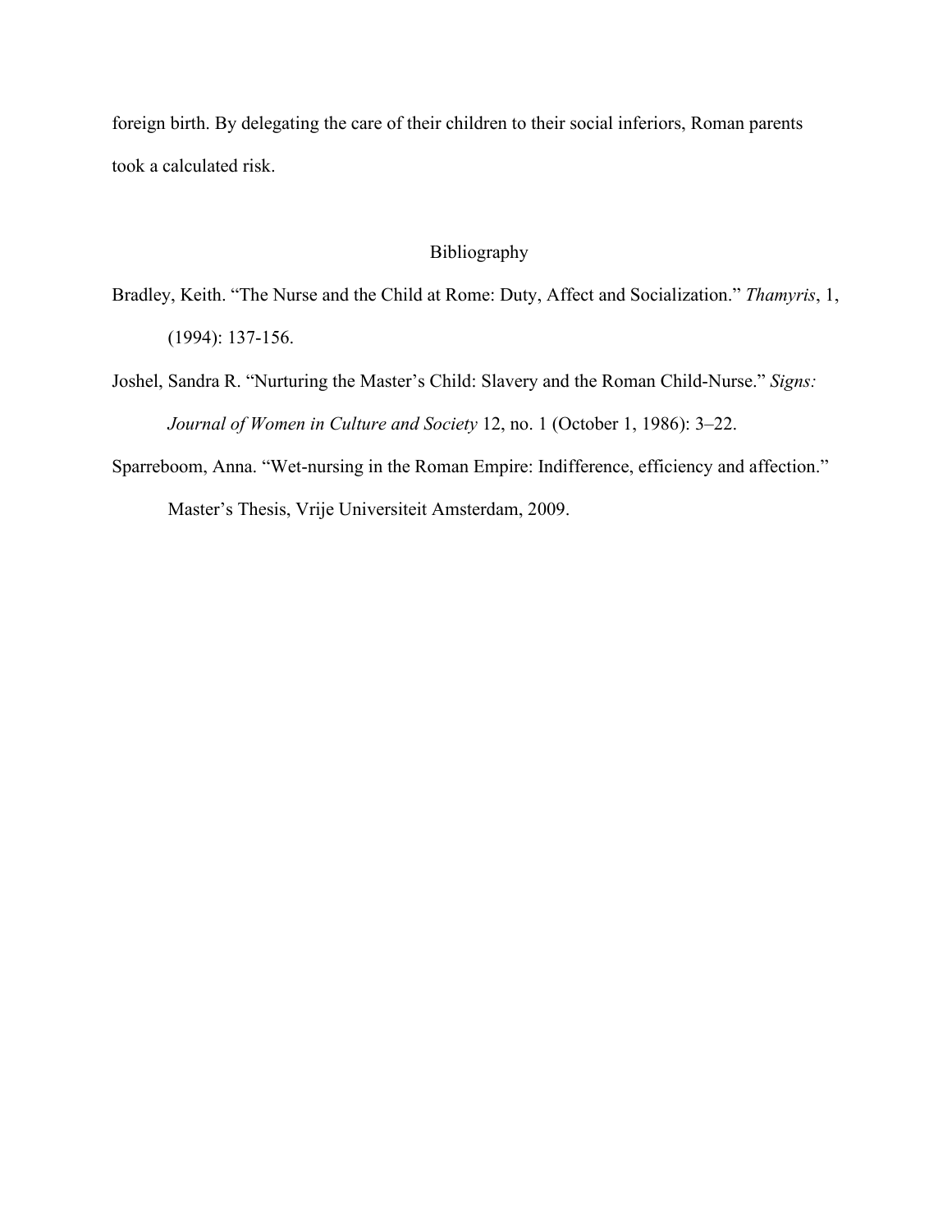foreign birth. By delegating the care of their children to their social inferiors, Roman parents took a calculated risk.

## Bibliography

Bradley, Keith. "The Nurse and the Child at Rome: Duty, Affect and Socialization." *Thamyris*, 1, (1994): 137-156.

Joshel, Sandra R. "Nurturing the Master's Child: Slavery and the Roman Child-Nurse." *Signs: Journal of Women in Culture and Society* 12, no. 1 (October 1, 1986): 3–22.

Sparreboom, Anna. "Wet-nursing in the Roman Empire: Indifference, efficiency and affection." Master's Thesis, Vrije Universiteit Amsterdam, 2009.